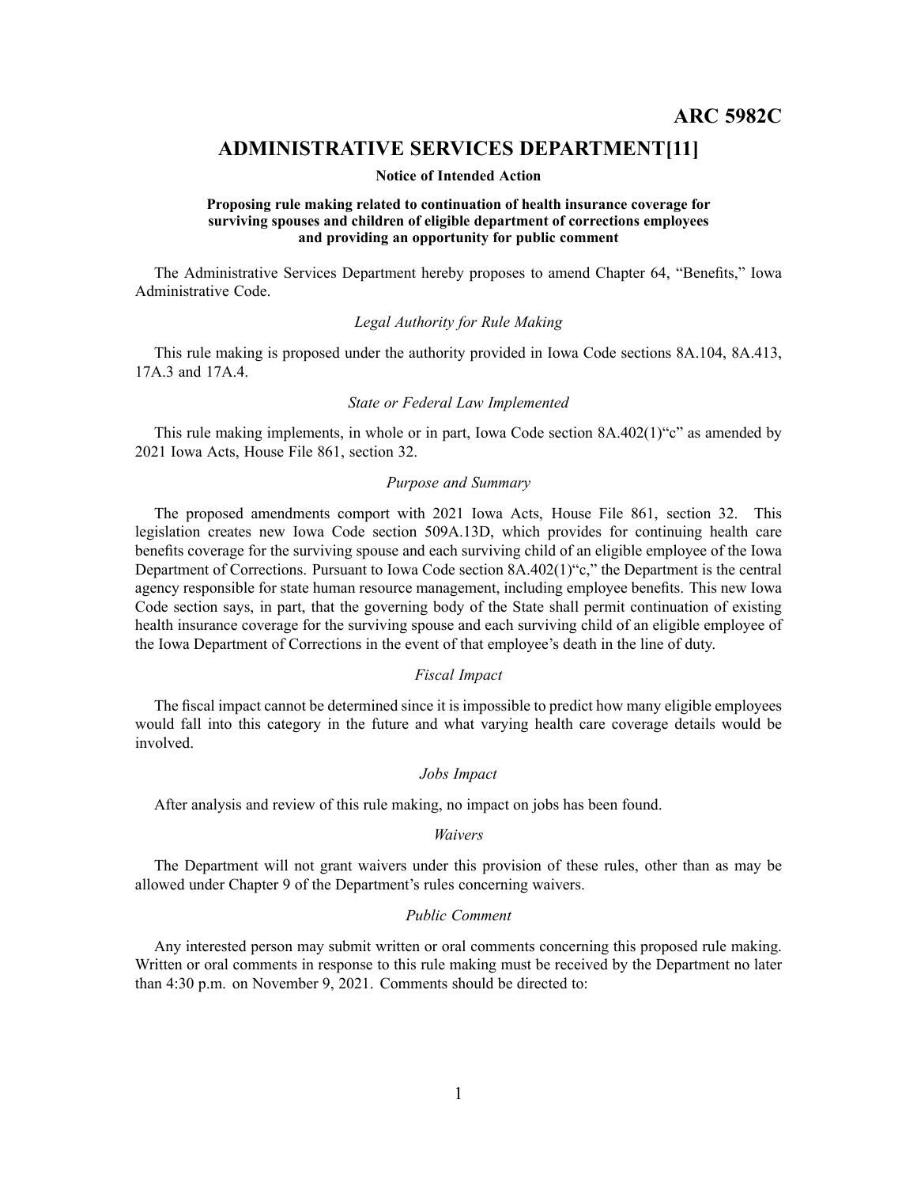**ARC 5982C**

# ADMINISTRATIVE SERVICES DEPARTMENT[11]

**Notice of Intended Action**

**Proposing rule making related to continuation of health insurance coverage for surviving spouses and children of eligible department of corrections employees and providing an opportunity for public comment**

The Administrative Services Department hereby proposes to amend Chapter 64, "Benefits," Iowa Administrative Code.

*Legal Authority for Rule Making*

This rule making is proposed under the authority provided in Iowa Code sections 8A.104, 8A.413, 17A.3 and 17A.4.

*State or Federal Law Implemented*

This rule making implements, in whole or in part, Iowa Code section 8A.402(1)"c" as amended by 2021 Iowa Acts, House File 861, section 32.

*Purpose and Summary*

The proposed amendments comport with 2021 Iowa Acts, House File 861, section 32. This legislation creates new Iowa Code section 509A.13D, which provides for continuing health care benefits coverage for the surviving spouse and each surviving child of an eligible employee of the Iowa Department of Corrections. Pursuant to Iowa Code section 8A.402(1)"c," the Department is the central agency responsible for state human resource management, including employee benefits. This new Iowa Code section says, in part, that the governing body of the State shall permit continuation of existing health insurance coverage for the surviving spouse and each surviving child of an eligible employee of the Iowa Department of Corrections in the event of that employee's death in the line of duty.

*Fiscal Impact*

The fiscal impact cannot be determined since it is impossible to predict how many eligible employees would fall into this category in the future and what varying health care coverage details would be involved.

*Jobs Impact*

After analysis and review of this rule making, no impact on jobs has been found.

*Waivers*

The Department will not grant waivers under this provision of these rules, other than as may be allowed under Chapter 9 of the Department's rules concerning waivers.

*Public Comment*

Any interested person may submit written or oral comments concerning this proposed rule making. Written or oral comments in response to this rule making must be received by the Department no later than 4:30 p.m. on November 9, 2021. Comments should be directed to: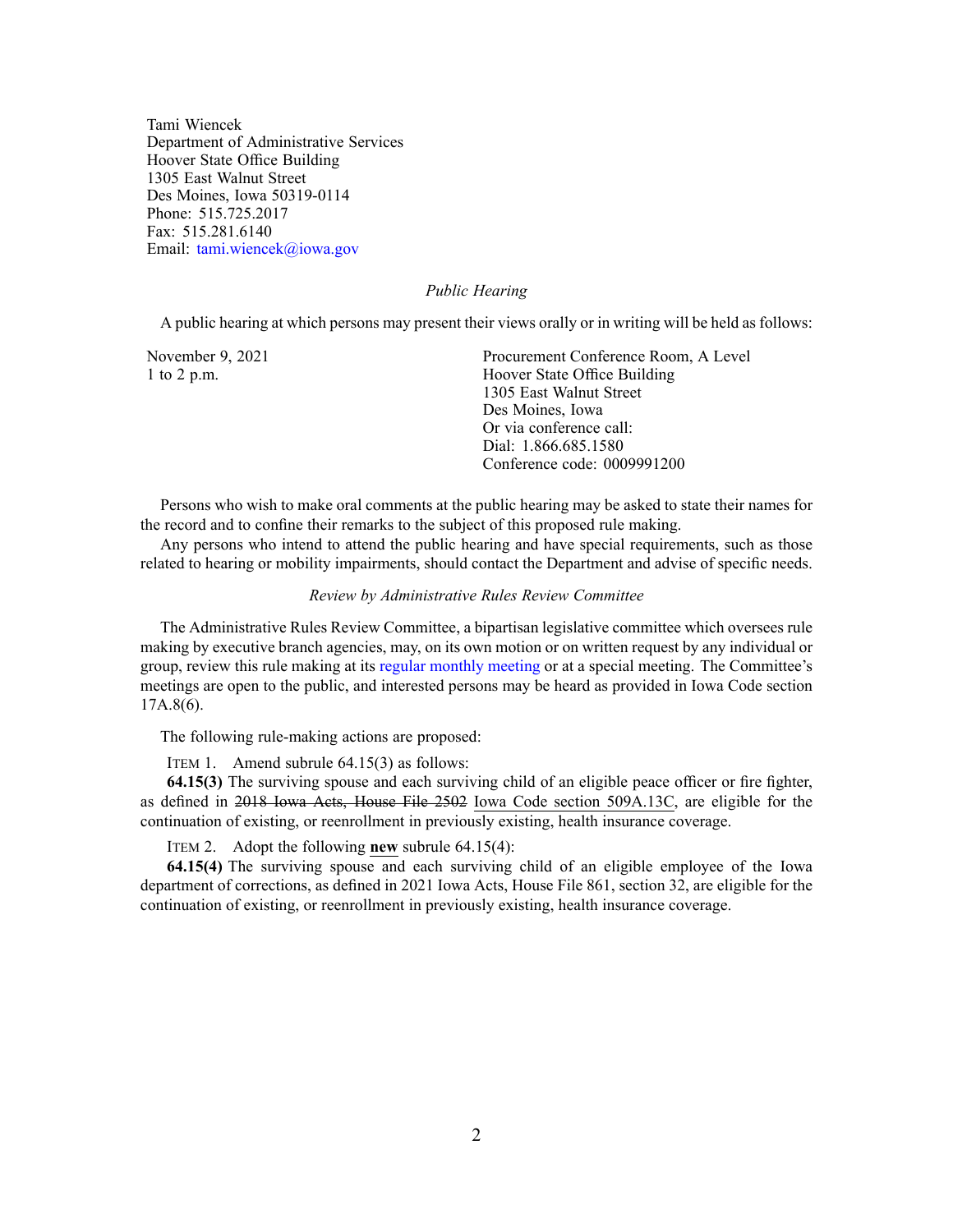Tami Wiencek
Department of Administrative Services
Hoover State Office Building
1305 East Walnut Street
Des Moines, Iowa 50319-0114
Phone: 515.725.2017
Fax: 515.281.6140
Email: tami.wiencek@iowa.gov

*Public Hearing*

A public hearing at which persons may present their views orally or in writing will be held as follows:

| | |
|---|---|
| November 9, 2021<br>1 to 2 p.m. | Procurement Conference Room, A Level<br>Hoover State Office Building<br>1305 East Walnut Street<br>Des Moines, Iowa<br>Or via conference call:<br>Dial: 1.866.685.1580<br>Conference code: 0009991200 |

Persons who wish to make oral comments at the public hearing may be asked to state their names for the record and to confine their remarks to the subject of this proposed rule making.

Any persons who intend to attend the public hearing and have special requirements, such as those related to hearing or mobility impairments, should contact the Department and advise of specific needs.

*Review by Administrative Rules Review Committee*

The Administrative Rules Review Committee, a bipartisan legislative committee which oversees rule making by executive branch agencies, may, on its own motion or on written request by any individual or group, review this rule making at its regular monthly meeting or at a special meeting. The Committee's meetings are open to the public, and interested persons may be heard as provided in Iowa Code section 17A.8(6).

The following rule-making actions are proposed:

ITEM 1. Amend subrule 64.15(3) as follows:

**64.15(3)** The surviving spouse and each surviving child of an eligible peace officer or fire fighter, as defined in ~~2018 Iowa Acts, House File 2502~~ <u>Iowa Code section 509A.13C</u>, are eligible for the continuation of existing, or reenrollment in previously existing, health insurance coverage.

ITEM 2. Adopt the following <u>**new**</u> subrule 64.15(4):

**64.15(4)** The surviving spouse and each surviving child of an eligible employee of the Iowa department of corrections, as defined in 2021 Iowa Acts, House File 861, section 32, are eligible for the continuation of existing, or reenrollment in previously existing, health insurance coverage.